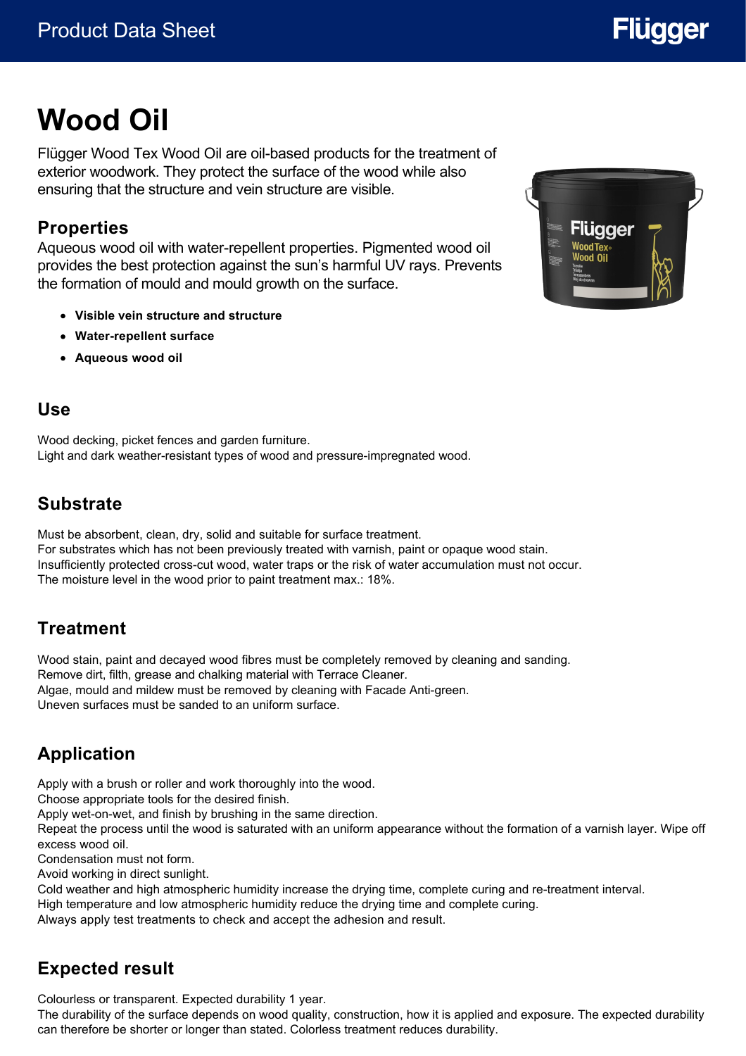# Wood Oil

Flügger Wood Tex Wood Oil are oil-based products for the treatment of exterior woodwork. They protect the surface of the wood while also ensuring that the structure and vein structure are visible.

## Properties

Aqueous wood oil with water-repellent properties. Pigmented wood oil provides the best protection against the sun's harmful UV rays. Prevents the formation of mould and mould growth on the surface.

- **Visible vein structure and structure**
- **Water-repellent surface**
- **Aqueous wood oil**

## Use

Wood decking, picket fences and garden furniture.
Light and dark weather-resistant types of wood and pressure-impregnated wood.

## Substrate

Must be absorbent, clean, dry, solid and suitable for surface treatment.
For substrates which has not been previously treated with varnish, paint or opaque wood stain.
Insufficiently protected cross-cut wood, water traps or the risk of water accumulation must not occur.
The moisture level in the wood prior to paint treatment max.: 18%.

## Treatment

Wood stain, paint and decayed wood fibres must be completely removed by cleaning and sanding.
Remove dirt, filth, grease and chalking material with Terrace Cleaner.
Algae, mould and mildew must be removed by cleaning with Facade Anti-green.
Uneven surfaces must be sanded to an uniform surface.

## Application

Apply with a brush or roller and work thoroughly into the wood.
Choose appropriate tools for the desired finish.
Apply wet-on-wet, and finish by brushing in the same direction.
Repeat the process until the wood is saturated with an uniform appearance without the formation of a varnish layer. Wipe off excess wood oil.
Condensation must not form.
Avoid working in direct sunlight.
Cold weather and high atmospheric humidity increase the drying time, complete curing and re-treatment interval.
High temperature and low atmospheric humidity reduce the drying time and complete curing.
Always apply test treatments to check and accept the adhesion and result.

## Expected result

Colourless or transparent. Expected durability 1 year.
The durability of the surface depends on wood quality, construction, how it is applied and exposure. The expected durability can therefore be shorter or longer than stated. Colorless treatment reduces durability.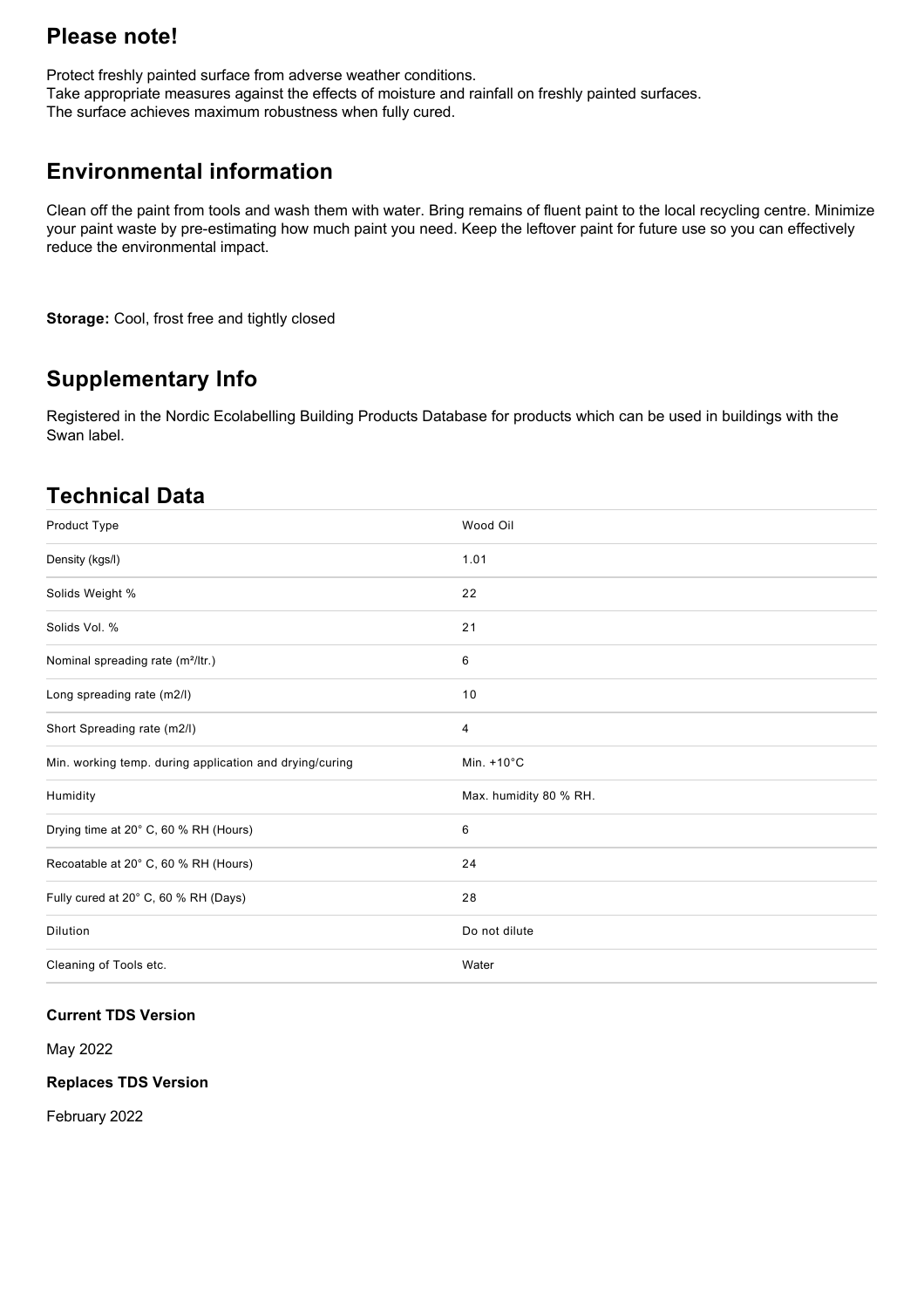## Please note!

Protect freshly painted surface from adverse weather conditions.
Take appropriate measures against the effects of moisture and rainfall on freshly painted surfaces.
The surface achieves maximum robustness when fully cured.

## Environmental information

Clean off the paint from tools and wash them with water. Bring remains of fluent paint to the local recycling centre. Minimize your paint waste by pre-estimating how much paint you need. Keep the leftover paint for future use so you can effectively reduce the environmental impact.

**Storage:** Cool, frost free and tightly closed

## Supplementary Info

Registered in the Nordic Ecolabelling Building Products Database for products which can be used in buildings with the Swan label.

## Technical Data

| | |
|---|---|
| Product Type | Wood Oil |
| Density (kgs/l) | 1.01 |
| Solids Weight % | 22 |
| Solids Vol. % | 21 |
| Nominal spreading rate (m²/ltr.) | 6 |
| Long spreading rate (m2/l) | 10 |
| Short Spreading rate (m2/l) | 4 |
| Min. working temp. during application and drying/curing | Min. +10°C |
| Humidity | Max. humidity 80 % RH. |
| Drying time at 20° C, 60 % RH (Hours) | 6 |
| Recoatable at 20° C, 60 % RH (Hours) | 24 |
| Fully cured at 20° C, 60 % RH (Days) | 28 |
| Dilution | Do not dilute |
| Cleaning of Tools etc. | Water |

**Current TDS Version**

May 2022

**Replaces TDS Version**

February 2022